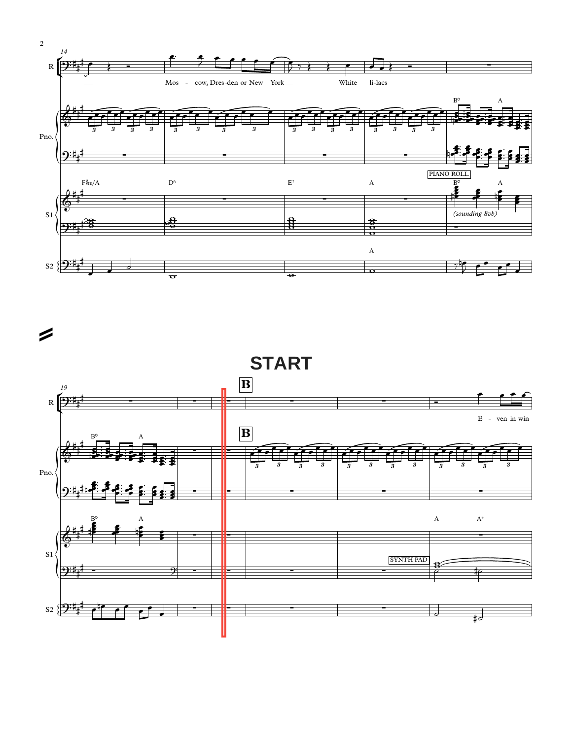**START**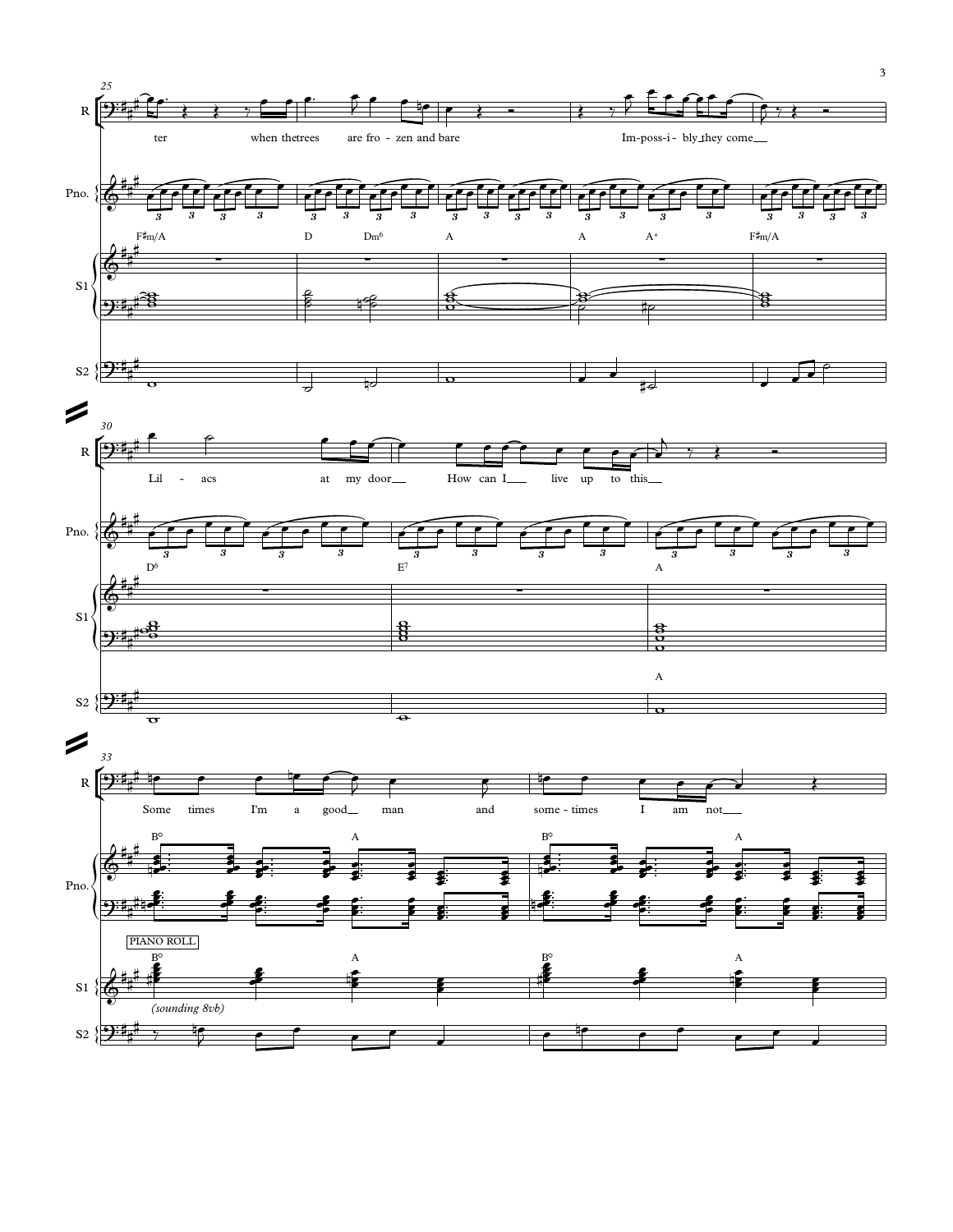R

ter when the trees are fro - zen and bare Im-poss-i - bly they come

Pno.

F♯m/A D Dm6 A A A+ F♯m/A

S1

S2

R

Lil - acs at my door How can I live up to this

Pno.

D6 E7 A

S1

S2

A

R

Some times I'm a good man and some - times I am not

Pno.

B° A B° A

PIANO ROLL

B° A B° A

S1

*(sounding 8vb)*

S2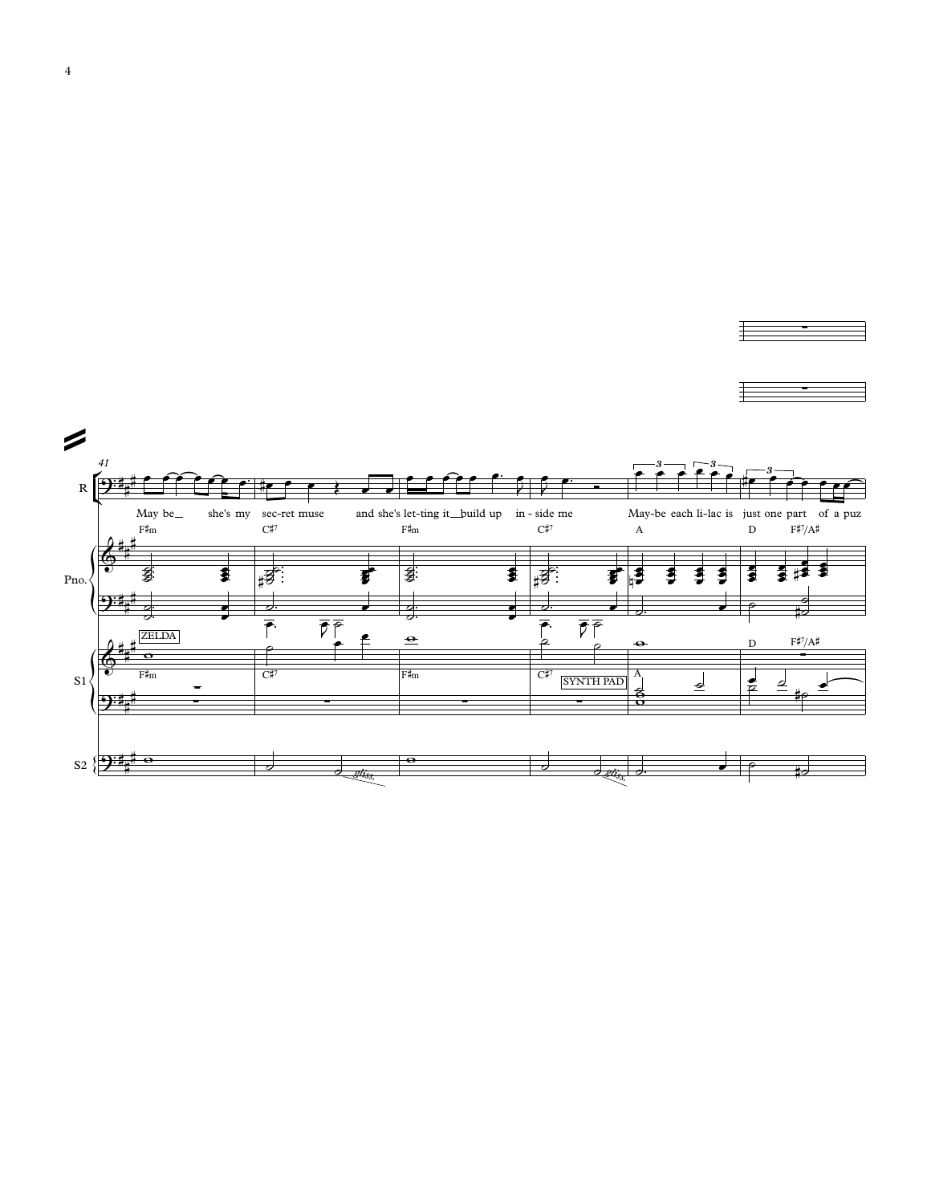41

R

May be she's my sec-ret muse and she's let-ting it build up in - side me May-be each li-lac is just one part of a puz

F♯m C♯7 F♯m C♯7 A D F♯7/A♯

Pno.

ZELDA

S1

F♯m C♯7 F♯m C♯7 SYNTH PAD A D F♯7/A♯

S2

gliss. gliss.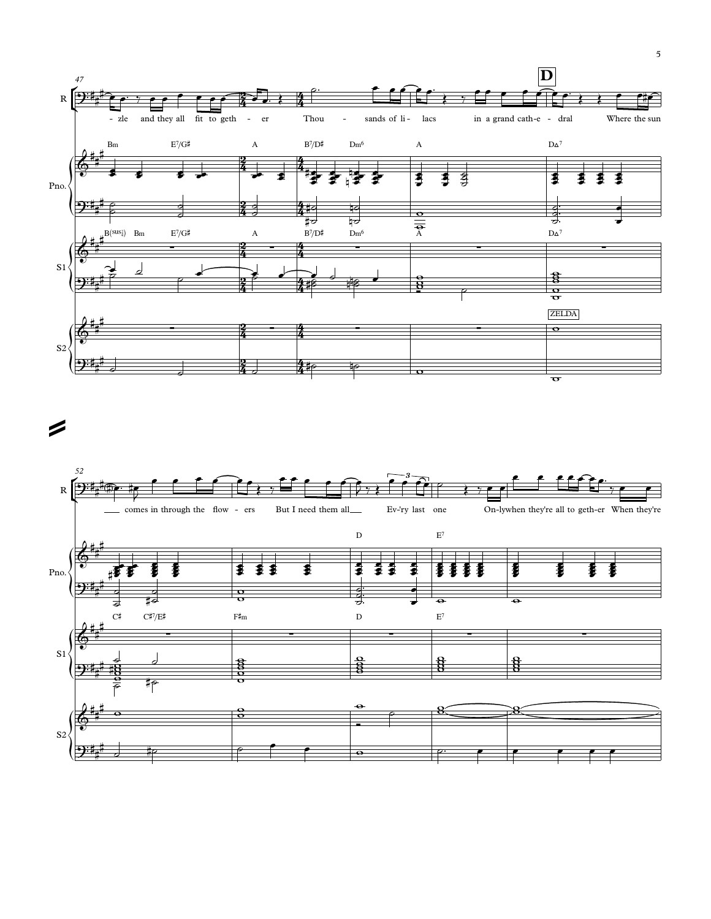**D**

R: -zle and they all fit to geth - er Thou - sands of li - lacs in a grand cath-e - dral Where the sun comes in through the flow - ers But I need them all Ev-'ry last one On-ly when they're all to geth-er When they're

Pno.: Bm E7/G♯ A B7/D♯ Dm6 A DΔ7 D E7

S1: B(sus4) Bm E7/G♯ A B7/D♯ Dm6 A DΔ7 C♯ C♯7/E♯ F♯m D E7

S2: ZELDA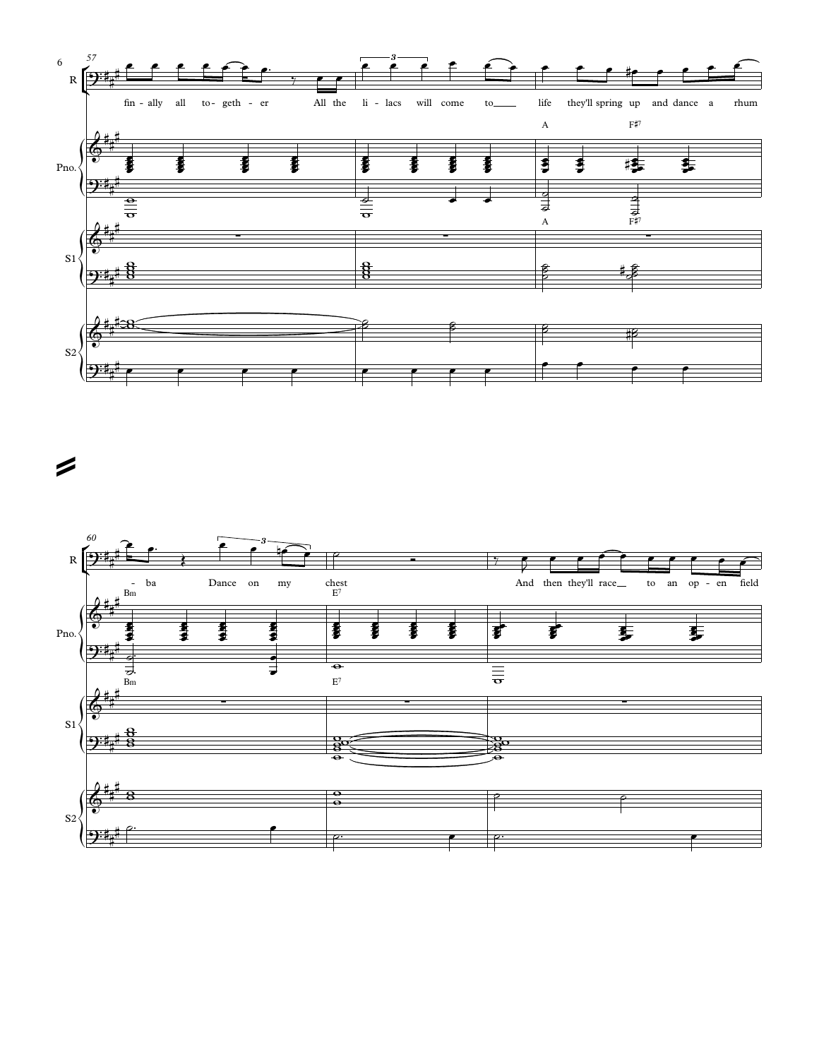R

fin - ally all to- geth - er All the li - lacs will come to___ life they'll spring up and dance a rhum

A F♯7

Pno.

A F♯7

S1

S2

R

- ba Dance on my chest And then they'll race__ to an op - en field

Bm E7

Pno.

Bm E7

S1

S2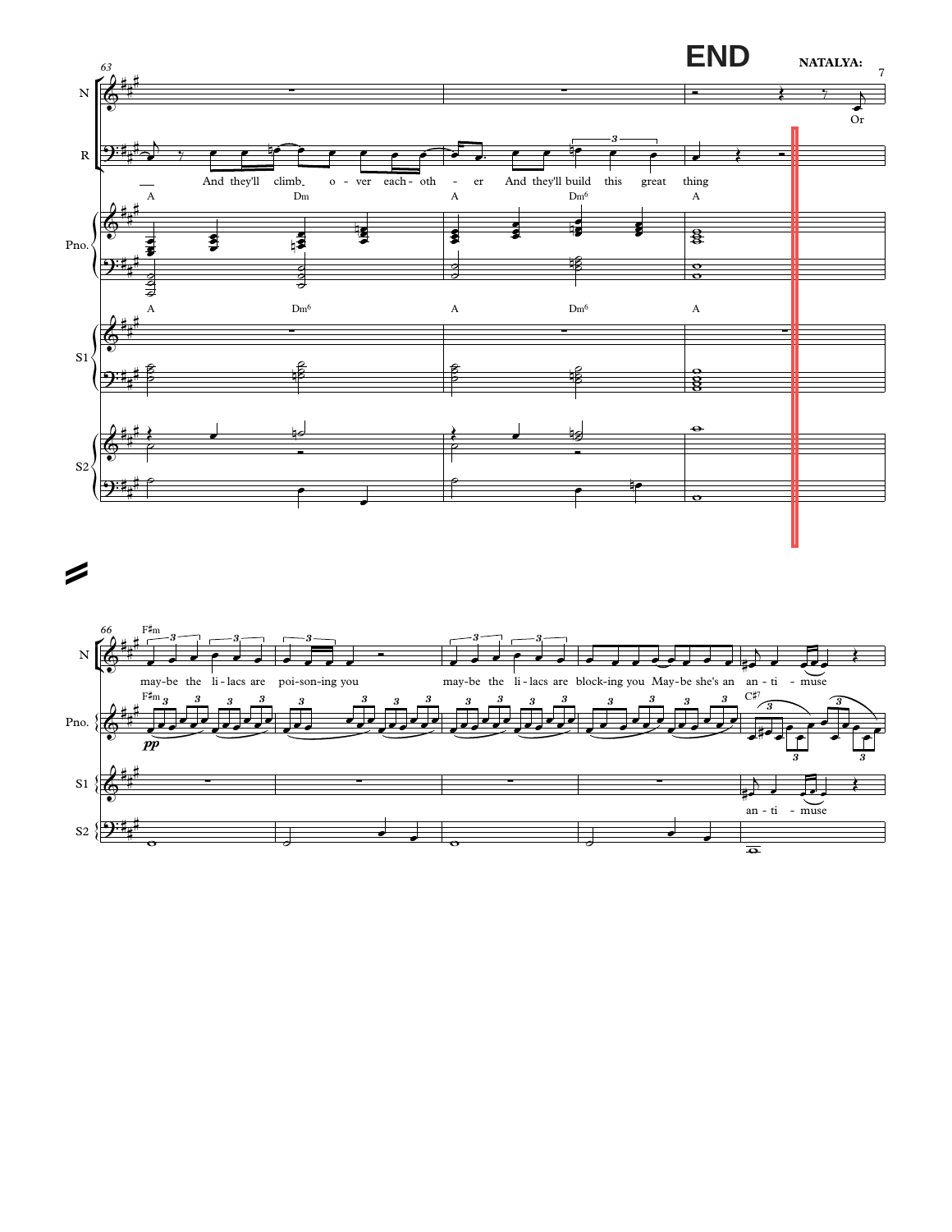**END**

**NATALYA:**

Or

And they'll climb over each-oth - er And they'll build this great thing

may-be the li-lacs are poi-son-ing you may-be the li-lacs are block-ing you May-be she's an an-ti - muse

an-ti - muse